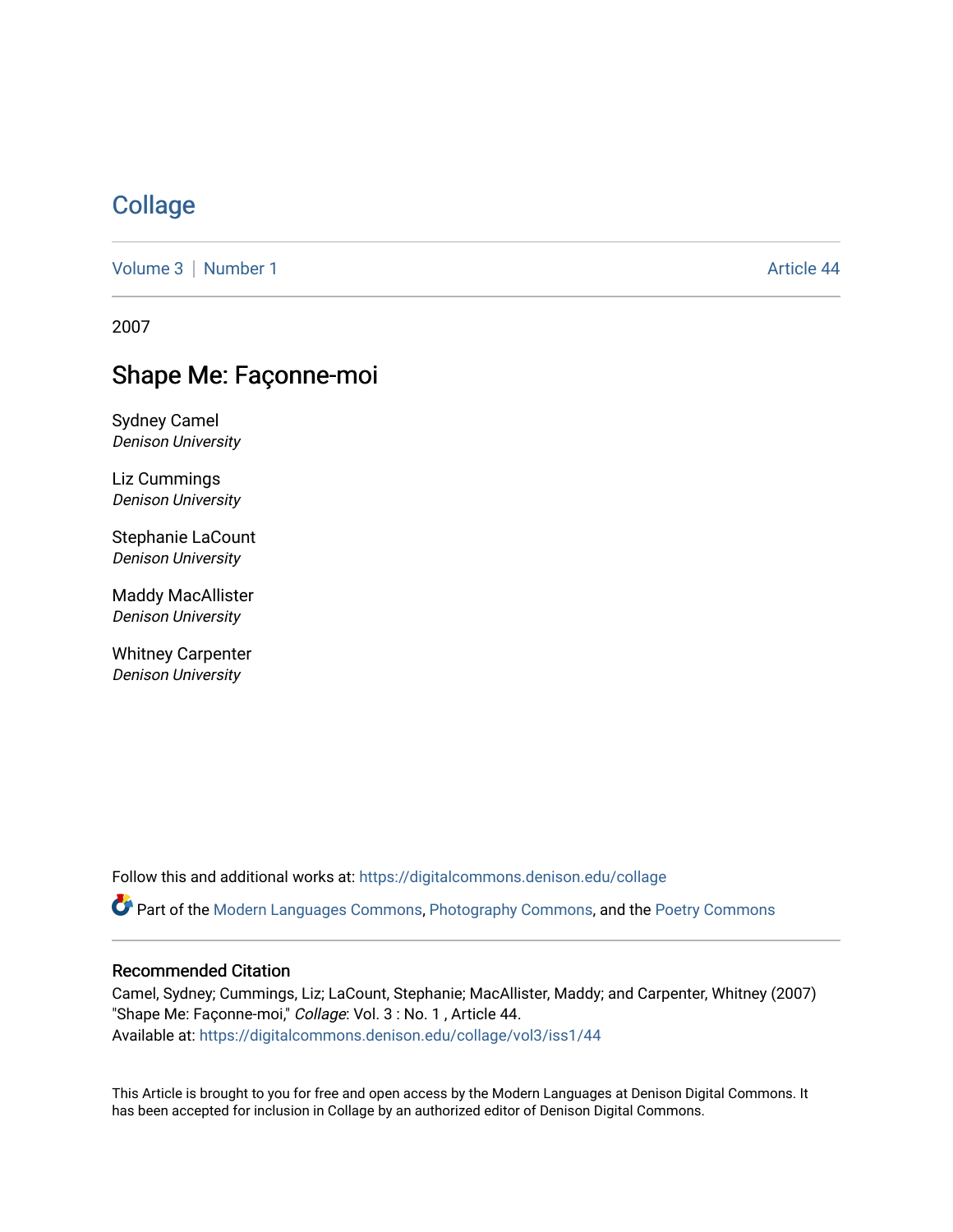# Collage

Volume 3 | Number 1 Article 44

2007

## Shape Me: Façonne-moi

Sydney Camel
*Denison University*

Liz Cummings
*Denison University*

Stephanie LaCount
*Denison University*

Maddy MacAllister
*Denison University*

Whitney Carpenter
*Denison University*

Follow this and additional works at: https://digitalcommons.denison.edu/collage

Part of the Modern Languages Commons, Photography Commons, and the Poetry Commons

### Recommended Citation

Camel, Sydney; Cummings, Liz; LaCount, Stephanie; MacAllister, Maddy; and Carpenter, Whitney (2007) "Shape Me: Façonne-moi," *Collage*: Vol. 3 : No. 1 , Article 44.
Available at: https://digitalcommons.denison.edu/collage/vol3/iss1/44

This Article is brought to you for free and open access by the Modern Languages at Denison Digital Commons. It has been accepted for inclusion in Collage by an authorized editor of Denison Digital Commons.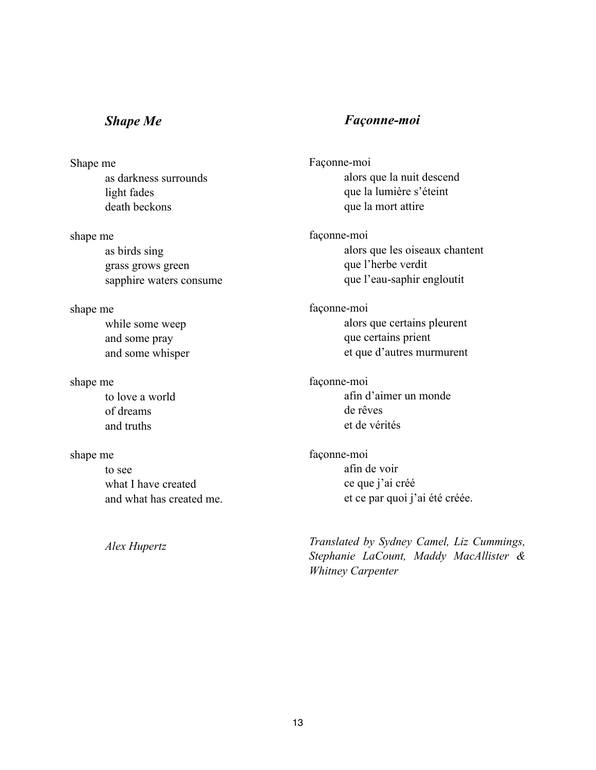### *Shape Me*

Shape me
as darkness surrounds
light fades
death beckons

shape me
as birds sing
grass grows green
sapphire waters consume

shape me
while some weep
and some pray
and some whisper

shape me
to love a world
of dreams
and truths

shape me
to see
what I have created
and what has created me.

*Alex Hupertz*

### *Façonne-moi*

Façonne-moi
alors que la nuit descend
que la lumière s'éteint
que la mort attire

façonne-moi
alors que les oiseaux chantent
que l'herbe verdit
que l'eau-saphir engloutit

façonne-moi
alors que certains pleurent
que certains prient
et que d'autres murmurent

façonne-moi
afin d'aimer un monde
de rêves
et de vérités

façonne-moi
afin de voir
ce que j'ai créé
et ce par quoi j'ai été créée.

*Translated by Sydney Camel, Liz Cummings, Stephanie LaCount, Maddy MacAllister & Whitney Carpenter*